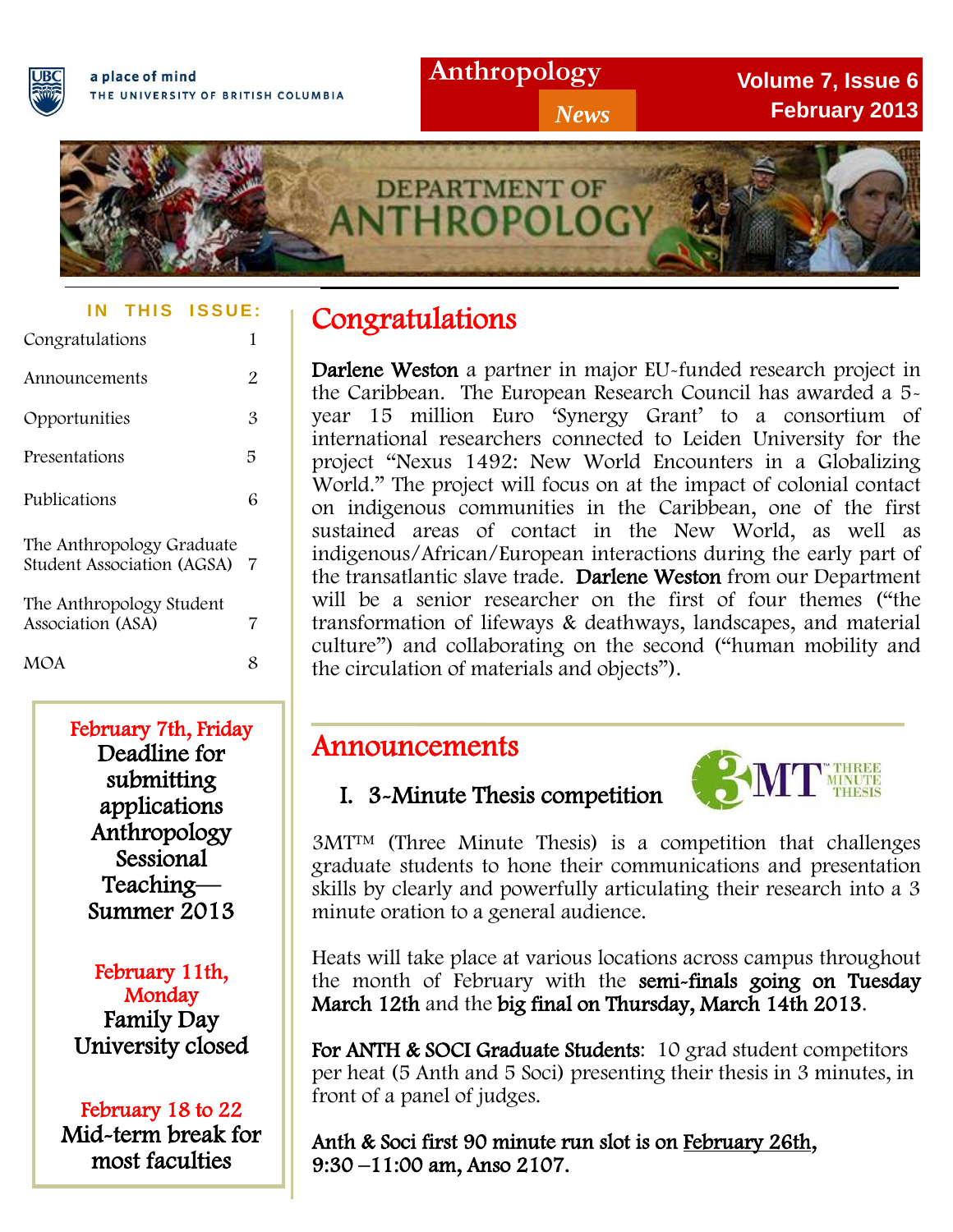a place of mind
THE UNIVERSITY OF BRITISH COLUMBIA

# Anthropology *News*

Volume 7, Issue 6
February 2013

DEPARTMENT OF ANTHROPOLOGY

**IN THIS ISSUE:**

| | |
|---|---|
| Congratulations | 1 |
| Announcements | 2 |
| Opportunities | 3 |
| Presentations | 5 |
| Publications | 6 |
| The Anthropology Graduate Student Association (AGSA) | 7 |
| The Anthropology Student Association (ASA) | 7 |
| MOA | 8 |

**February 7th, Friday**
**Deadline for submitting applications Anthropology Sessional Teaching—Summer 2013**

**February 11th, Monday**
**Family Day University closed**

**February 18 to 22**
**Mid-term break for most faculties**

## Congratulations

**Darlene Weston** a partner in major EU-funded research project in the Caribbean. The European Research Council has awarded a 5-year 15 million Euro 'Synergy Grant' to a consortium of international researchers connected to Leiden University for the project "Nexus 1492: New World Encounters in a Globalizing World." The project will focus on at the impact of colonial contact on indigenous communities in the Caribbean, one of the first sustained areas of contact in the New World, as well as indigenous/African/European interactions during the early part of the transatlantic slave trade. **Darlene Weston** from our Department will be a senior researcher on the first of four themes ("the transformation of lifeways & deathways, landscapes, and material culture") and collaborating on the second ("human mobility and the circulation of materials and objects").

## Announcements

### I. 3-Minute Thesis competition

3MT™ (Three Minute Thesis) is a competition that challenges graduate students to hone their communications and presentation skills by clearly and powerfully articulating their research into a 3 minute oration to a general audience.

Heats will take place at various locations across campus throughout the month of February with the **semi-finals going on Tuesday March 12th** and the **big final on Thursday, March 14th 2013**.

**For ANTH & SOCI Graduate Students**: 10 grad student competitors per heat (5 Anth and 5 Soci) presenting their thesis in 3 minutes, in front of a panel of judges.

**Anth & Soci first 90 minute run slot is on February 26th, 9:30 –11:00 am, Anso 2107.**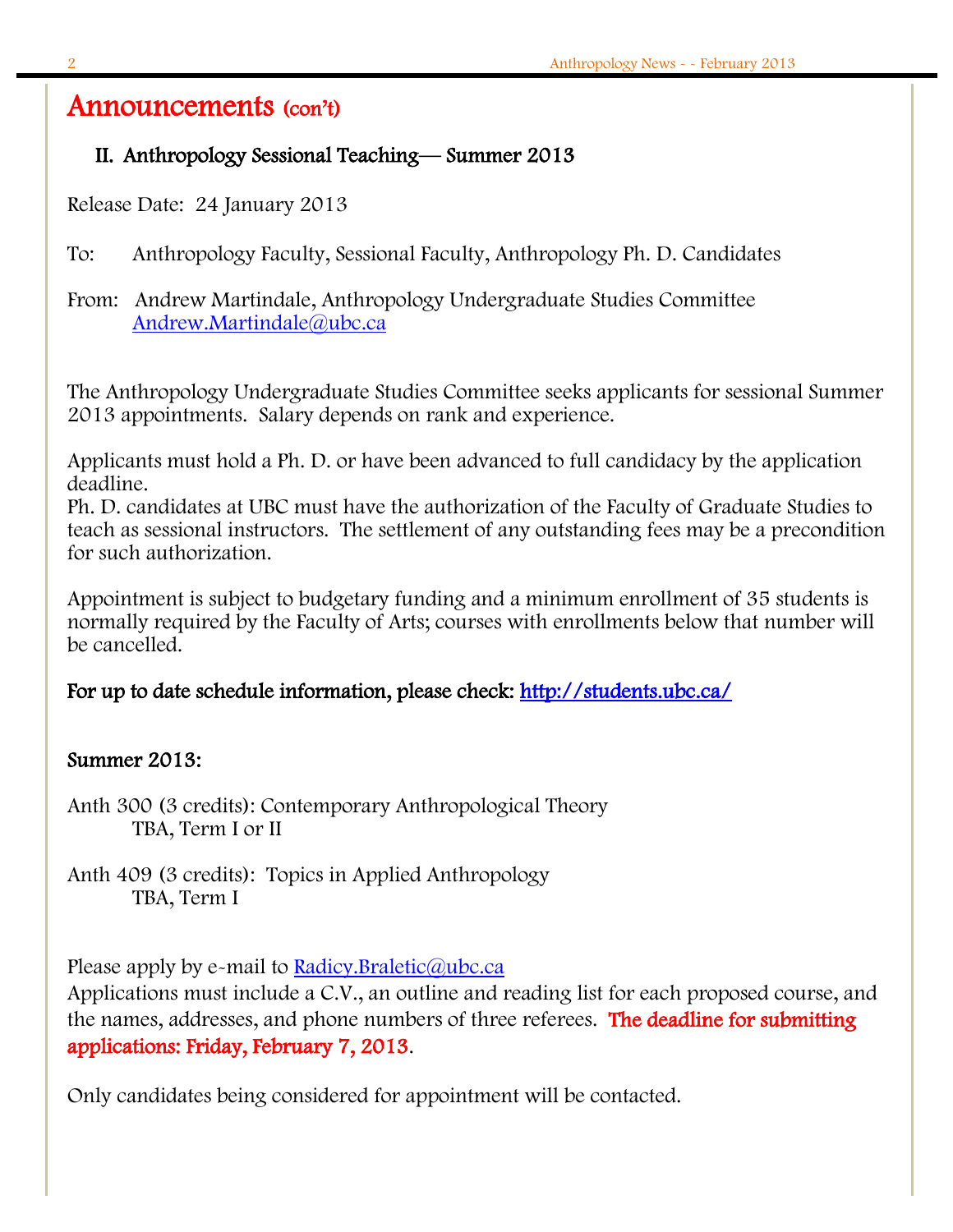# Announcements (con't)

## II. Anthropology Sessional Teaching— Summer 2013

Release Date: 24 January 2013

To: Anthropology Faculty, Sessional Faculty, Anthropology Ph. D. Candidates

From: Andrew Martindale, Anthropology Undergraduate Studies Committee
Andrew.Martindale@ubc.ca

The Anthropology Undergraduate Studies Committee seeks applicants for sessional Summer 2013 appointments. Salary depends on rank and experience.

Applicants must hold a Ph. D. or have been advanced to full candidacy by the application deadline.
Ph. D. candidates at UBC must have the authorization of the Faculty of Graduate Studies to teach as sessional instructors. The settlement of any outstanding fees may be a precondition for such authorization.

Appointment is subject to budgetary funding and a minimum enrollment of 35 students is normally required by the Faculty of Arts; courses with enrollments below that number will be cancelled.

**For up to date schedule information, please check: http://students.ubc.ca/**

**Summer 2013:**

Anth 300 (3 credits): Contemporary Anthropological Theory
TBA, Term I or II

Anth 409 (3 credits): Topics in Applied Anthropology
TBA, Term I

Please apply by e-mail to Radicy.Braletic@ubc.ca
Applications must include a C.V., an outline and reading list for each proposed course, and the names, addresses, and phone numbers of three referees. **The deadline for submitting applications: Friday, February 7, 2013**.

Only candidates being considered for appointment will be contacted.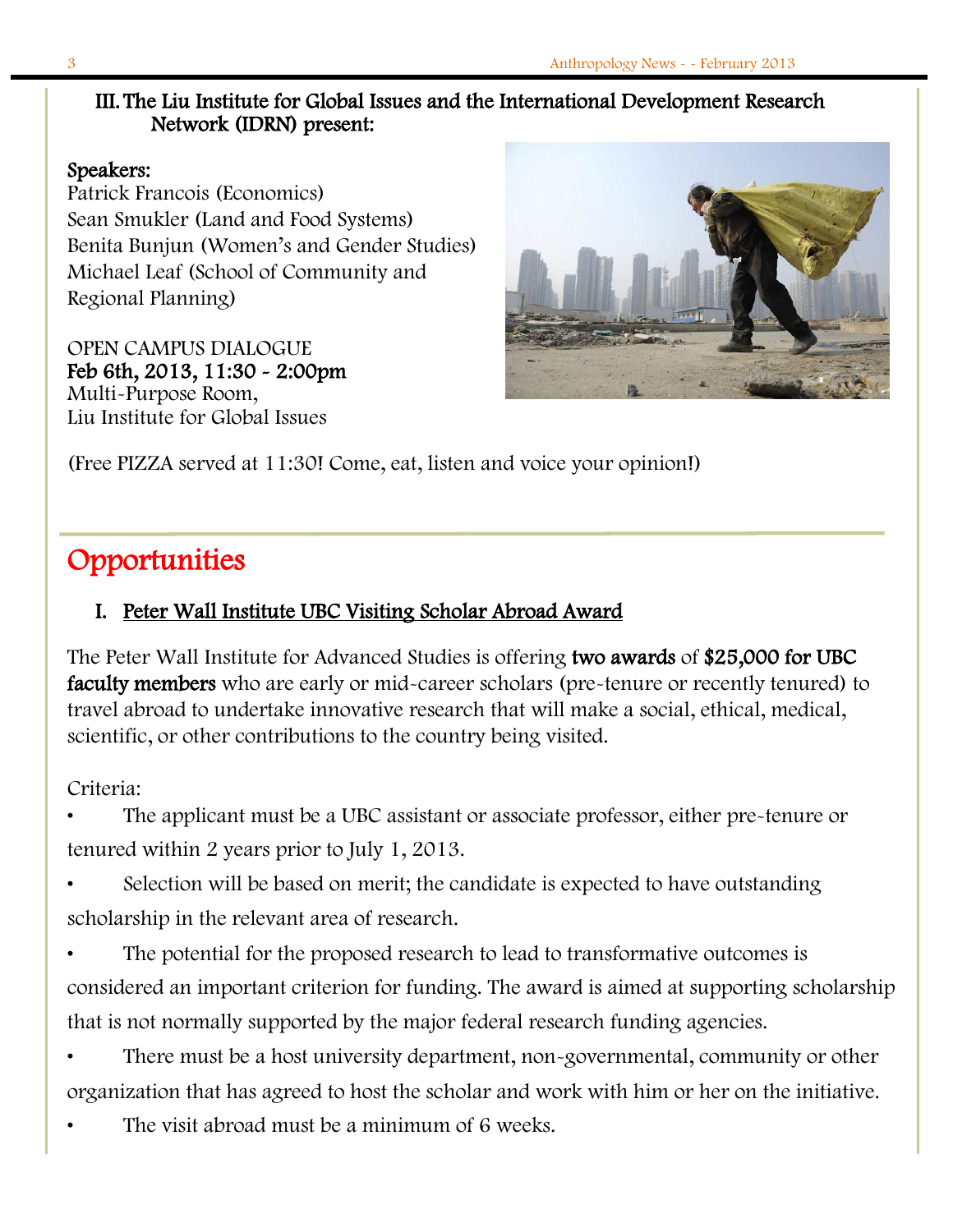### III. The Liu Institute for Global Issues and the International Development Research Network (IDRN) present:

**Speakers:**
Patrick Francois (Economics)
Sean Smukler (Land and Food Systems)
Benita Bunjun (Women's and Gender Studies)
Michael Leaf (School of Community and Regional Planning)

OPEN CAMPUS DIALOGUE
**Feb 6th, 2013, 11:30 - 2:00pm**
Multi-Purpose Room,
Liu Institute for Global Issues

(Free PIZZA served at 11:30! Come, eat, listen and voice your opinion!)

## Opportunities

### I. Peter Wall Institute UBC Visiting Scholar Abroad Award

The Peter Wall Institute for Advanced Studies is offering **two awards** of **$25,000 for UBC faculty members** who are early or mid-career scholars (pre-tenure or recently tenured) to travel abroad to undertake innovative research that will make a social, ethical, medical, scientific, or other contributions to the country being visited.

Criteria:

- The applicant must be a UBC assistant or associate professor, either pre-tenure or tenured within 2 years prior to July 1, 2013.
- Selection will be based on merit; the candidate is expected to have outstanding scholarship in the relevant area of research.
- The potential for the proposed research to lead to transformative outcomes is considered an important criterion for funding. The award is aimed at supporting scholarship that is not normally supported by the major federal research funding agencies.
- There must be a host university department, non-governmental, community or other organization that has agreed to host the scholar and work with him or her on the initiative.
- The visit abroad must be a minimum of 6 weeks.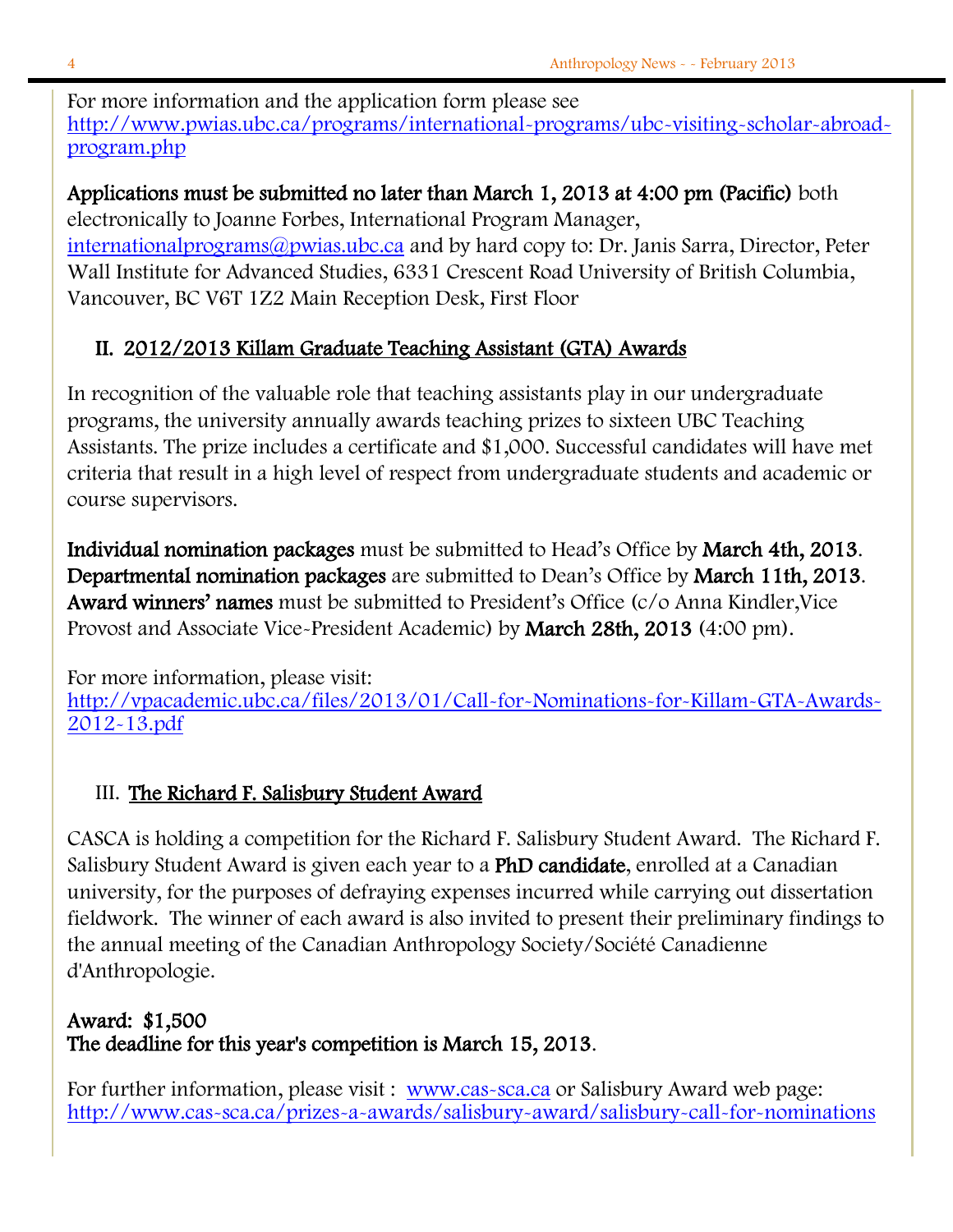For more information and the application form please see http://www.pwias.ubc.ca/programs/international-programs/ubc-visiting-scholar-abroad-program.php

**Applications must be submitted no later than March 1, 2013 at 4:00 pm (Pacific)** both electronically to Joanne Forbes, International Program Manager, internationalprograms@pwias.ubc.ca and by hard copy to: Dr. Janis Sarra, Director, Peter Wall Institute for Advanced Studies, 6331 Crescent Road University of British Columbia, Vancouver, BC V6T 1Z2 Main Reception Desk, First Floor

## II. 2012/2013 Killam Graduate Teaching Assistant (GTA) Awards

In recognition of the valuable role that teaching assistants play in our undergraduate programs, the university annually awards teaching prizes to sixteen UBC Teaching Assistants. The prize includes a certificate and $1,000. Successful candidates will have met criteria that result in a high level of respect from undergraduate students and academic or course supervisors.

**Individual nomination packages** must be submitted to Head's Office by **March 4th, 2013**. **Departmental nomination packages** are submitted to Dean's Office by **March 11th, 2013**. **Award winners' names** must be submitted to President's Office (c/o Anna Kindler,Vice Provost and Associate Vice-President Academic) by **March 28th, 2013** (4:00 pm).

For more information, please visit: http://vpacademic.ubc.ca/files/2013/01/Call-for-Nominations-for-Killam-GTA-Awards-2012-13.pdf

## III. The Richard F. Salisbury Student Award

CASCA is holding a competition for the Richard F. Salisbury Student Award. The Richard F. Salisbury Student Award is given each year to a **PhD candidate**, enrolled at a Canadian university, for the purposes of defraying expenses incurred while carrying out dissertation fieldwork. The winner of each award is also invited to present their preliminary findings to the annual meeting of the Canadian Anthropology Society/Société Canadienne d'Anthropologie.

**Award: $1,500**
**The deadline for this year's competition is March 15, 2013**.

For further information, please visit : www.cas-sca.ca or Salisbury Award web page: http://www.cas-sca.ca/prizes-a-awards/salisbury-award/salisbury-call-for-nominations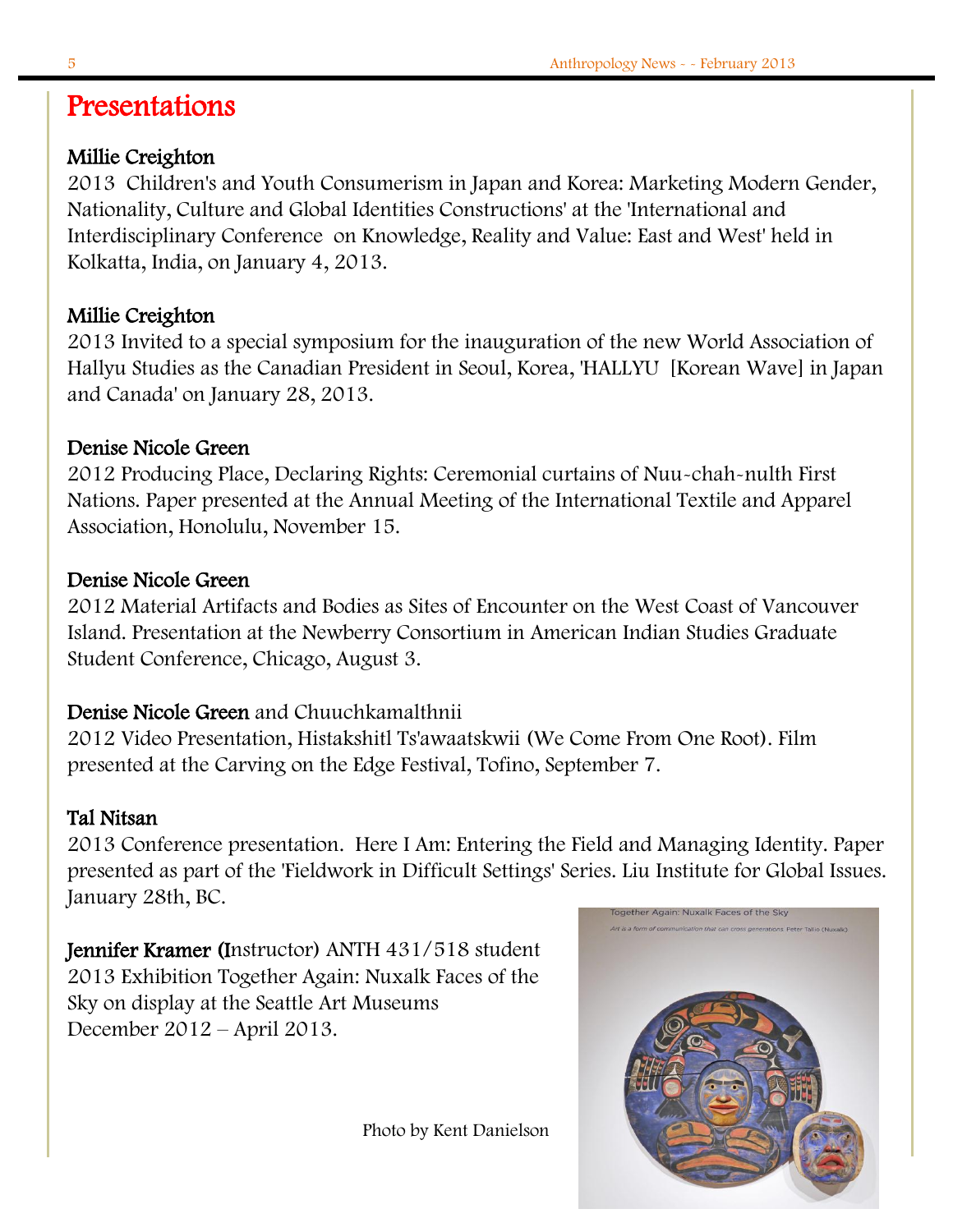# Presentations

**Millie Creighton**
2013 Children's and Youth Consumerism in Japan and Korea: Marketing Modern Gender, Nationality, Culture and Global Identities Constructions' at the 'International and Interdisciplinary Conference on Knowledge, Reality and Value: East and West' held in Kolkatta, India, on January 4, 2013.

**Millie Creighton**
2013 Invited to a special symposium for the inauguration of the new World Association of Hallyu Studies as the Canadian President in Seoul, Korea, 'HALLYU [Korean Wave] in Japan and Canada' on January 28, 2013.

**Denise Nicole Green**
2012 Producing Place, Declaring Rights: Ceremonial curtains of Nuu-chah-nulth First Nations. Paper presented at the Annual Meeting of the International Textile and Apparel Association, Honolulu, November 15.

**Denise Nicole Green**
2012 Material Artifacts and Bodies as Sites of Encounter on the West Coast of Vancouver Island. Presentation at the Newberry Consortium in American Indian Studies Graduate Student Conference, Chicago, August 3.

**Denise Nicole Green** and Chuuchkamalthnii
2012 Video Presentation, Histakshitl Ts'awaatskwii (We Come From One Root). Film presented at the Carving on the Edge Festival, Tofino, September 7.

**Tal Nitsan**
2013 Conference presentation. Here I Am: Entering the Field and Managing Identity. Paper presented as part of the 'Fieldwork in Difficult Settings' Series. Liu Institute for Global Issues. January 28th, BC.

**Jennifer Kramer (I**nstructor) ANTH 431/518 student
2013 Exhibition Together Again: Nuxalk Faces of the Sky on display at the Seattle Art Museums December 2012 – April 2013.

Photo by Kent Danielson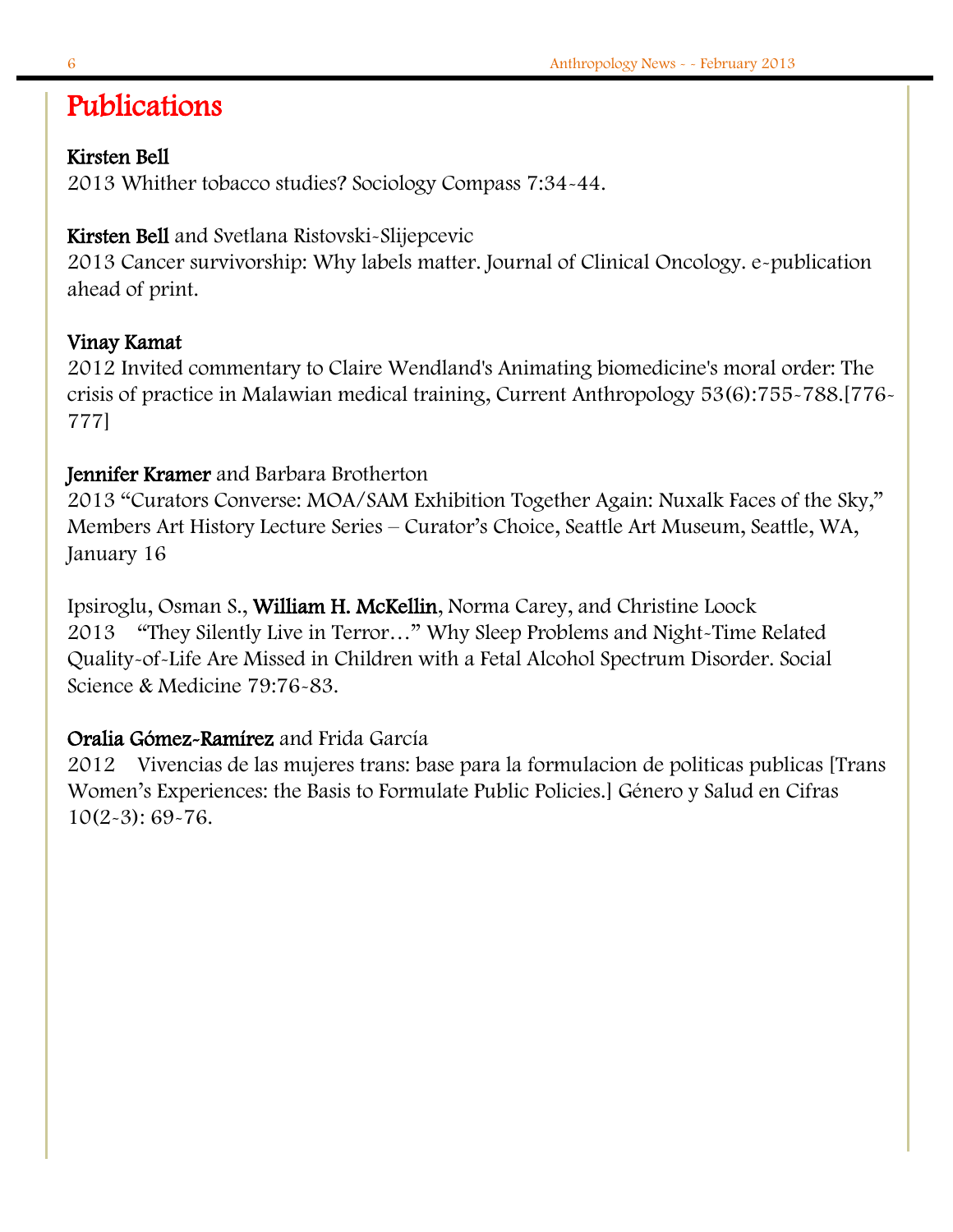# Publications

**Kirsten Bell**
2013 Whither tobacco studies? Sociology Compass 7:34-44.

**Kirsten Bell** and Svetlana Ristovski-Slijepcevic
2013 Cancer survivorship: Why labels matter. Journal of Clinical Oncology. e-publication ahead of print.

**Vinay Kamat**
2012 Invited commentary to Claire Wendland's Animating biomedicine's moral order: The crisis of practice in Malawian medical training, Current Anthropology 53(6):755-788.[776-777]

**Jennifer Kramer** and Barbara Brotherton
2013 "Curators Converse: MOA/SAM Exhibition Together Again: Nuxalk Faces of the Sky," Members Art History Lecture Series – Curator's Choice, Seattle Art Museum, Seattle, WA, January 16

Ipsiroglu, Osman S., **William H. McKellin**, Norma Carey, and Christine Loock
2013 "They Silently Live in Terror…" Why Sleep Problems and Night-Time Related Quality-of-Life Are Missed in Children with a Fetal Alcohol Spectrum Disorder. Social Science & Medicine 79:76-83.

**Oralia Gómez-Ramírez** and Frida García
2012 Vivencias de las mujeres trans: base para la formulacion de politicas publicas [Trans Women's Experiences: the Basis to Formulate Public Policies.] Género y Salud en Cifras 10(2-3): 69-76.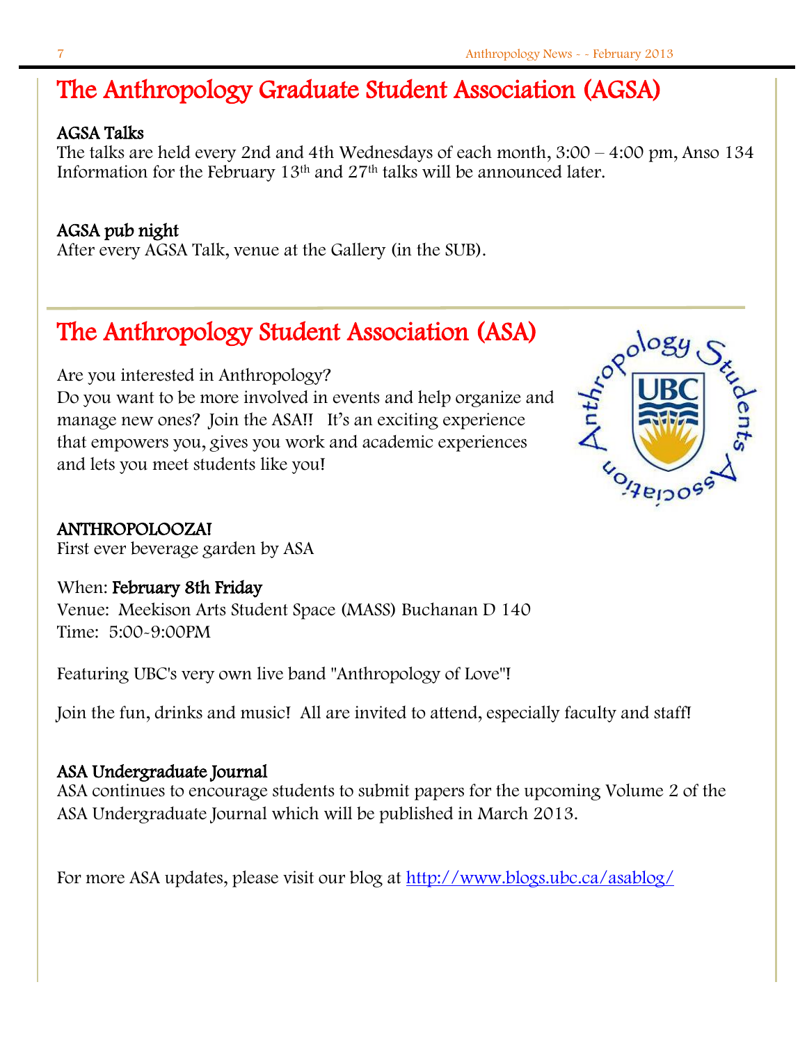# The Anthropology Graduate Student Association (AGSA)

**AGSA Talks**
The talks are held every 2nd and 4th Wednesdays of each month, 3:00 – 4:00 pm, Anso 134
Information for the February 13th and 27th talks will be announced later.

**AGSA pub night**
After every AGSA Talk, venue at the Gallery (in the SUB).

# The Anthropology Student Association (ASA)

Are you interested in Anthropology?
Do you want to be more involved in events and help organize and manage new ones? Join the ASA!! It's an exciting experience that empowers you, gives you work and academic experiences and lets you meet students like you!

**ANTHROPOLOOZA!**
First ever beverage garden by ASA

When: **February 8th Friday**
Venue: Meekison Arts Student Space (MASS) Buchanan D 140
Time: 5:00-9:00PM

Featuring UBC's very own live band "Anthropology of Love"!

Join the fun, drinks and music! All are invited to attend, especially faculty and staff!

**ASA Undergraduate Journal**
ASA continues to encourage students to submit papers for the upcoming Volume 2 of the ASA Undergraduate Journal which will be published in March 2013.

For more ASA updates, please visit our blog at http://www.blogs.ubc.ca/asablog/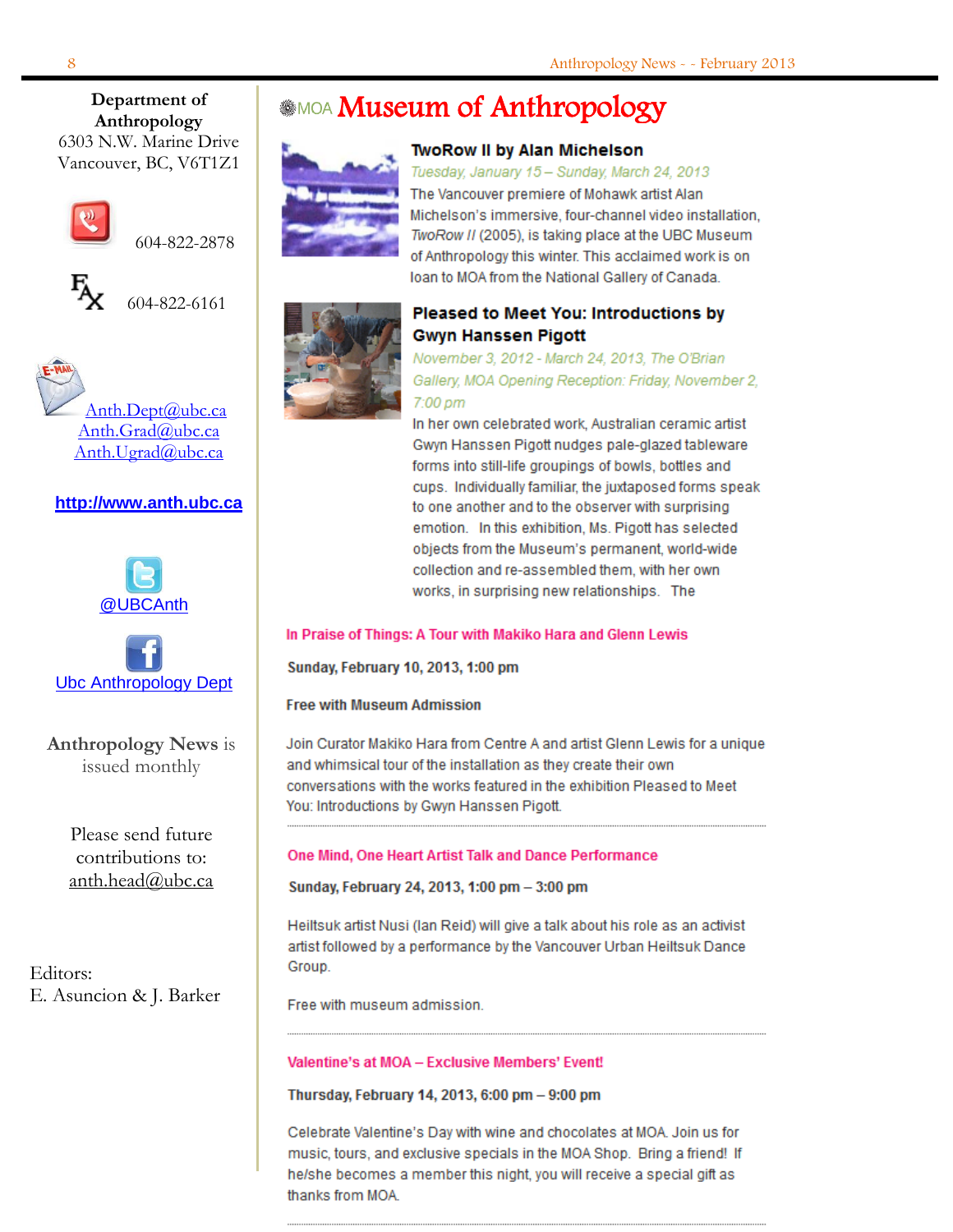**Department of Anthropology**
6303 N.W. Marine Drive
Vancouver, BC, V6T1Z1

604-822-2878

604-822-6161

Anth.Dept@ubc.ca
Anth.Grad@ubc.ca
Anth.Ugrad@ubc.ca

**http://www.anth.ubc.ca**

@UBCAnth

Ubc Anthropology Dept

**Anthropology News** is issued monthly

Please send future contributions to:
anth.head@ubc.ca

Editors:
E. Asuncion & J. Barker

# MOA Museum of Anthropology

### TwoRow II by Alan Michelson

*Tuesday, January 15 – Sunday, March 24, 2013*

The Vancouver premiere of Mohawk artist Alan Michelson's immersive, four-channel video installation, *TwoRow II* (2005), is taking place at the UBC Museum of Anthropology this winter. This acclaimed work is on loan to MOA from the National Gallery of Canada.

### Pleased to Meet You: Introductions by Gwyn Hanssen Pigott

*November 3, 2012 - March 24, 2013, The O'Brian Gallery, MOA Opening Reception: Friday, November 2, 7:00 pm*

In her own celebrated work, Australian ceramic artist Gwyn Hanssen Pigott nudges pale-glazed tableware forms into still-life groupings of bowls, bottles and cups. Individually familiar, the juxtaposed forms speak to one another and to the observer with surprising emotion. In this exhibition, Ms. Pigott has selected objects from the Museum's permanent, world-wide collection and re-assembled them, with her own works, in surprising new relationships. The

### In Praise of Things: A Tour with Makiko Hara and Glenn Lewis

**Sunday, February 10, 2013, 1:00 pm**

**Free with Museum Admission**

Join Curator Makiko Hara from Centre A and artist Glenn Lewis for a unique and whimsical tour of the installation as they create their own conversations with the works featured in the exhibition Pleased to Meet You: Introductions by Gwyn Hanssen Pigott.

---

### One Mind, One Heart Artist Talk and Dance Performance

**Sunday, February 24, 2013, 1:00 pm – 3:00 pm**

Heiltsuk artist Nusi (Ian Reid) will give a talk about his role as an activist artist followed by a performance by the Vancouver Urban Heiltsuk Dance Group.

Free with museum admission.

---

### Valentine's at MOA – Exclusive Members' Event!

**Thursday, February 14, 2013, 6:00 pm – 9:00 pm**

Celebrate Valentine's Day with wine and chocolates at MOA. Join us for music, tours, and exclusive specials in the MOA Shop. Bring a friend! If he/she becomes a member this night, you will receive a special gift as thanks from MOA.

---